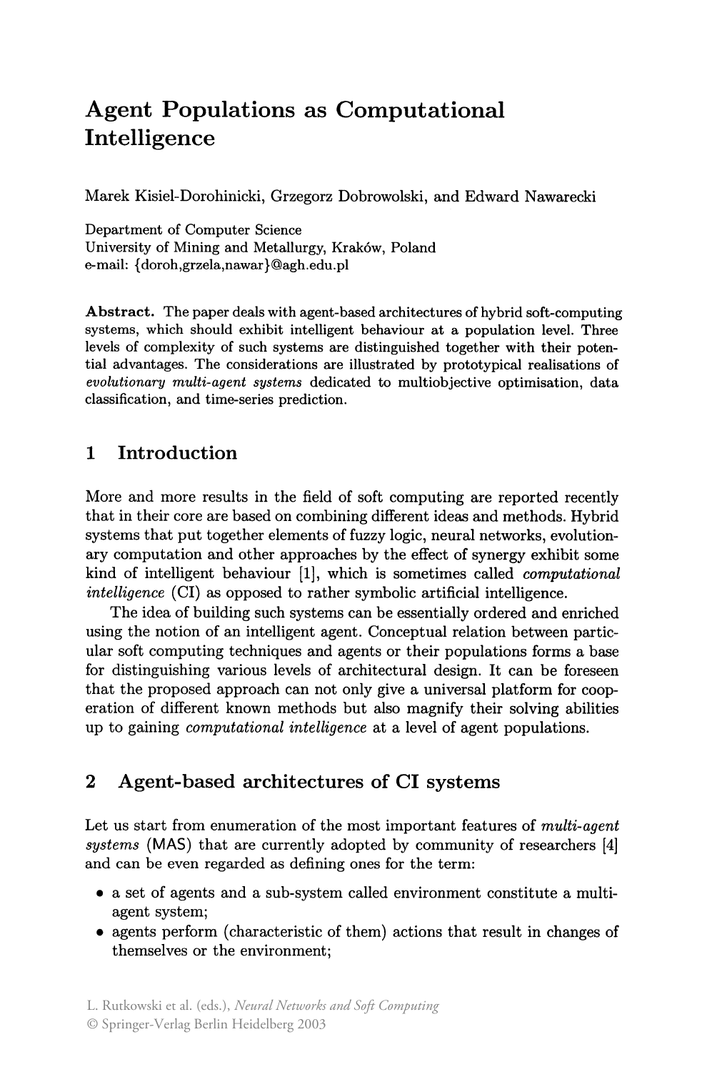# Agent Populations as Computational Intelligence

Marek Kisiel-Dorohinicki, Grzegorz Dobrowolski, and Edward Nawarecki

Department of Computer Science
University of Mining and Metallurgy, Kraków, Poland
e-mail: {doroh,grzela,nawar}@agh.edu.pl

**Abstract.** The paper deals with agent-based architectures of hybrid soft-computing systems, which should exhibit intelligent behaviour at a population level. Three levels of complexity of such systems are distinguished together with their potential advantages. The considerations are illustrated by prototypical realisations of *evolutionary multi-agent systems* dedicated to multiobjective optimisation, data classification, and time-series prediction.

## 1 Introduction

More and more results in the field of soft computing are reported recently that in their core are based on combining different ideas and methods. Hybrid systems that put together elements of fuzzy logic, neural networks, evolutionary computation and other approaches by the effect of synergy exhibit some kind of intelligent behaviour [1], which is sometimes called *computational intelligence* (CI) as opposed to rather symbolic artificial intelligence.

The idea of building such systems can be essentially ordered and enriched using the notion of an intelligent agent. Conceptual relation between particular soft computing techniques and agents or their populations forms a base for distinguishing various levels of architectural design. It can be foreseen that the proposed approach can not only give a universal platform for cooperation of different known methods but also magnify their solving abilities up to gaining *computational intelligence* at a level of agent populations.

## 2 Agent-based architectures of CI systems

Let us start from enumeration of the most important features of *multi-agent systems* (MAS) that are currently adopted by community of researchers [4] and can be even regarded as defining ones for the term:

- a set of agents and a sub-system called environment constitute a multi-agent system;
- agents perform (characteristic of them) actions that result in changes of themselves or the environment;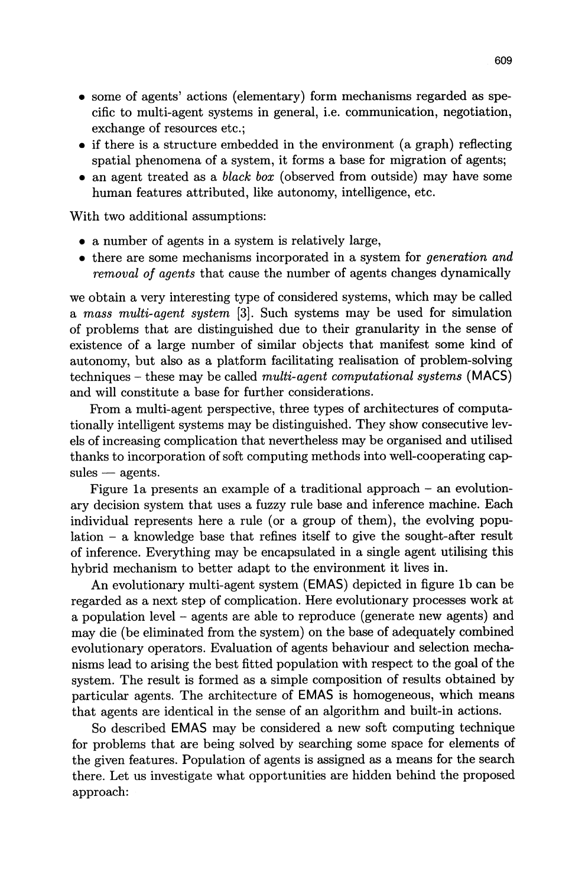- some of agents' actions (elementary) form mechanisms regarded as specific to multi-agent systems in general, i.e. communication, negotiation, exchange of resources etc.;
- if there is a structure embedded in the environment (a graph) reflecting spatial phenomena of a system, it forms a base for migration of agents;
- an agent treated as a *black box* (observed from outside) may have some human features attributed, like autonomy, intelligence, etc.

With two additional assumptions:

- a number of agents in a system is relatively large,
- there are some mechanisms incorporated in a system for *generation and removal of agents* that cause the number of agents changes dynamically

we obtain a very interesting type of considered systems, which may be called a *mass multi-agent system* [3]. Such systems may be used for simulation of problems that are distinguished due to their granularity in the sense of existence of a large number of similar objects that manifest some kind of autonomy, but also as a platform facilitating realisation of problem-solving techniques – these may be called *multi-agent computational systems* (MACS) and will constitute a base for further considerations.

From a multi-agent perspective, three types of architectures of computationally intelligent systems may be distinguished. They show consecutive levels of increasing complication that nevertheless may be organised and utilised thanks to incorporation of soft computing methods into well-cooperating capsules — agents.

Figure 1a presents an example of a traditional approach – an evolutionary decision system that uses a fuzzy rule base and inference machine. Each individual represents here a rule (or a group of them), the evolving population – a knowledge base that refines itself to give the sought-after result of inference. Everything may be encapsulated in a single agent utilising this hybrid mechanism to better adapt to the environment it lives in.

An evolutionary multi-agent system (EMAS) depicted in figure 1b can be regarded as a next step of complication. Here evolutionary processes work at a population level – agents are able to reproduce (generate new agents) and may die (be eliminated from the system) on the base of adequately combined evolutionary operators. Evaluation of agents behaviour and selection mechanisms lead to arising the best fitted population with respect to the goal of the system. The result is formed as a simple composition of results obtained by particular agents. The architecture of EMAS is homogeneous, which means that agents are identical in the sense of an algorithm and built-in actions.

So described EMAS may be considered a new soft computing technique for problems that are being solved by searching some space for elements of the given features. Population of agents is assigned as a means for the search there. Let us investigate what opportunities are hidden behind the proposed approach: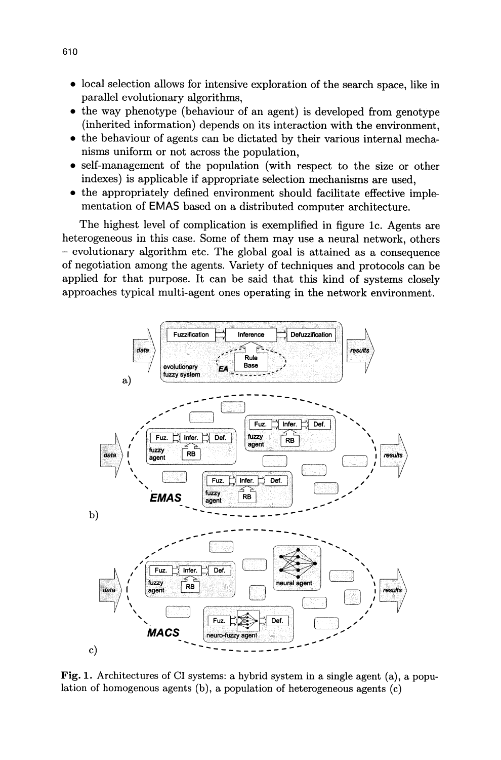- local selection allows for intensive exploration of the search space, like in parallel evolutionary algorithms,
- the way phenotype (behaviour of an agent) is developed from genotype (inherited information) depends on its interaction with the environment,
- the behaviour of agents can be dictated by their various internal mechanisms uniform or not across the population,
- self-management of the population (with respect to the size or other indexes) is applicable if appropriate selection mechanisms are used,
- the appropriately defined environment should facilitate effective implementation of EMAS based on a distributed computer architecture.

The highest level of complication is exemplified in figure 1c. Agents are heterogeneous in this case. Some of them may use a neural network, others – evolutionary algorithm etc. The global goal is attained as a consequence of negotiation among the agents. Variety of techniques and protocols can be applied for that purpose. It can be said that this kind of systems closely approaches typical multi-agent ones operating in the network environment.

a)
data
Fuzzification
Inference
Defuzzification
Rule Base
EA
evolutionary fuzzy system
results

b)
data
Fuz.
Infer.
Def.
fuzzy agent
RB
EMAS
results

c)
data
Fuz.
Infer.
Def.
fuzzy agent
RB
neural agent
neuro-fuzzy agent
MACS
results

**Fig. 1.** Architectures of CI systems: a hybrid system in a single agent (a), a population of homogenous agents (b), a population of heterogeneous agents (c)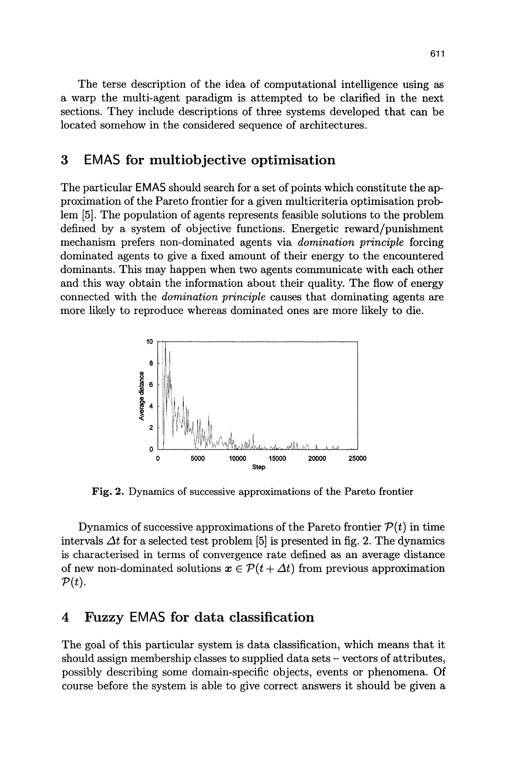The terse description of the idea of computational intelligence using as a warp the multi-agent paradigm is attempted to be clarified in the next sections. They include descriptions of three systems developed that can be located somehow in the considered sequence of architectures.

## 3 EMAS for multiobjective optimisation

The particular EMAS should search for a set of points which constitute the approximation of the Pareto frontier for a given multicriteria optimisation problem [5]. The population of agents represents feasible solutions to the problem defined by a system of objective functions. Energetic reward/punishment mechanism prefers non-dominated agents via *domination principle* forcing dominated agents to give a fixed amount of their energy to the encountered dominants. This may happen when two agents communicate with each other and this way obtain the information about their quality. The flow of energy connected with the *domination principle* causes that dominating agents are more likely to reproduce whereas dominated ones are more likely to die.

Average distance

10
8
6
4
2
0

0 5000 10000 15000 20000 25000

Step

**Fig. 2.** Dynamics of successive approximations of the Pareto frontier

Dynamics of successive approximations of the Pareto frontier $\mathcal{P}(t)$ in time intervals $\Delta t$ for a selected test problem [5] is presented in fig. 2. The dynamics is characterised in terms of convergence rate defined as an average distance of new non-dominated solutions $x \in \mathcal{P}(t + \Delta t)$ from previous approximation $\mathcal{P}(t)$.

## 4 Fuzzy EMAS for data classification

The goal of this particular system is data classification, which means that it should assign membership classes to supplied data sets – vectors of attributes, possibly describing some domain-specific objects, events or phenomena. Of course before the system is able to give correct answers it should be given a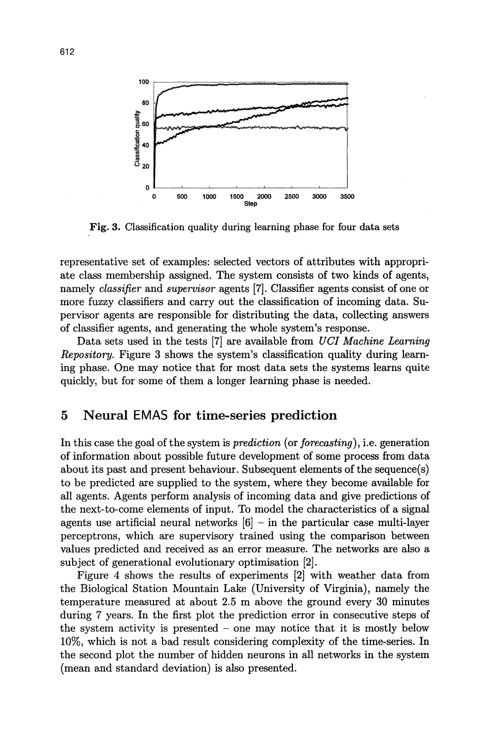100
80
60
40
20
0
Classification quality
0 500 1000 1500 2000 2500 3000 3500
Step

**Fig. 3.** Classification quality during learning phase for four data sets

representative set of examples: selected vectors of attributes with appropriate class membership assigned. The system consists of two kinds of agents, namely *classifier* and *supervisor* agents [7]. Classifier agents consist of one or more fuzzy classifiers and carry out the classification of incoming data. Supervisor agents are responsible for distributing the data, collecting answers of classifier agents, and generating the whole system's response.

Data sets used in the tests [7] are available from *UCI Machine Learning Repository*. Figure 3 shows the system's classification quality during learning phase. One may notice that for most data sets the systems learns quite quickly, but for some of them a longer learning phase is needed.

## 5 Neural EMAS for time-series prediction

In this case the goal of the system is *prediction* (or *forecasting*), i.e. generation of information about possible future development of some process from data about its past and present behaviour. Subsequent elements of the sequence(s) to be predicted are supplied to the system, where they become available for all agents. Agents perform analysis of incoming data and give predictions of the next-to-come elements of input. To model the characteristics of a signal agents use artificial neural networks [6] – in the particular case multi-layer perceptrons, which are supervisory trained using the comparison between values predicted and received as an error measure. The networks are also a subject of generational evolutionary optimisation [2].

Figure 4 shows the results of experiments [2] with weather data from the Biological Station Mountain Lake (University of Virginia), namely the temperature measured at about 2.5 m above the ground every 30 minutes during 7 years. In the first plot the prediction error in consecutive steps of the system activity is presented – one may notice that it is mostly below 10%, which is not a bad result considering complexity of the time-series. In the second plot the number of hidden neurons in all networks in the system (mean and standard deviation) is also presented.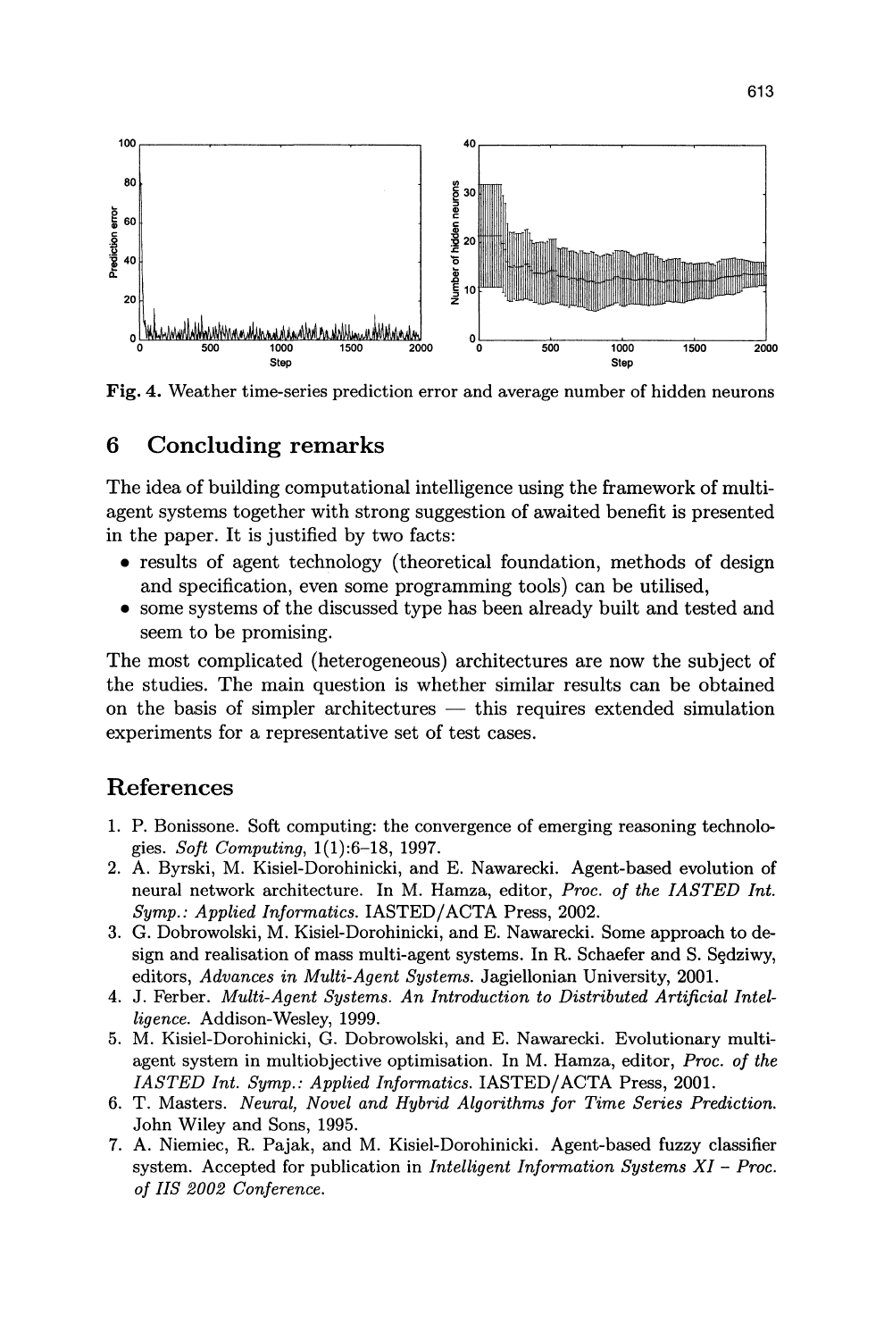100
80
60
40
20
0
Prediction error
0 500 1000 1500 2000
Step

40
30
20
10
0
Number of hidden neurons
0 500 1000 1500 2000
Step

**Fig. 4.** Weather time-series prediction error and average number of hidden neurons

## 6 Concluding remarks

The idea of building computational intelligence using the framework of multi-agent systems together with strong suggestion of awaited benefit is presented in the paper. It is justified by two facts:

- results of agent technology (theoretical foundation, methods of design and specification, even some programming tools) can be utilised,
- some systems of the discussed type has been already built and tested and seem to be promising.

The most complicated (heterogeneous) architectures are now the subject of the studies. The main question is whether similar results can be obtained on the basis of simpler architectures — this requires extended simulation experiments for a representative set of test cases.

## References

1. P. Bonissone. Soft computing: the convergence of emerging reasoning technologies. *Soft Computing*, 1(1):6–18, 1997.
2. A. Byrski, M. Kisiel-Dorohinicki, and E. Nawarecki. Agent-based evolution of neural network architecture. In M. Hamza, editor, *Proc. of the IASTED Int. Symp.: Applied Informatics*. IASTED/ACTA Press, 2002.
3. G. Dobrowolski, M. Kisiel-Dorohinicki, and E. Nawarecki. Some approach to design and realisation of mass multi-agent systems. In R. Schaefer and S. Sędziwy, editors, *Advances in Multi-Agent Systems*. Jagiellonian University, 2001.
4. J. Ferber. *Multi-Agent Systems. An Introduction to Distributed Artificial Intelligence*. Addison-Wesley, 1999.
5. M. Kisiel-Dorohinicki, G. Dobrowolski, and E. Nawarecki. Evolutionary multi-agent system in multiobjective optimisation. In M. Hamza, editor, *Proc. of the IASTED Int. Symp.: Applied Informatics*. IASTED/ACTA Press, 2001.
6. T. Masters. *Neural, Novel and Hybrid Algorithms for Time Series Prediction*. John Wiley and Sons, 1995.
7. A. Niemiec, R. Pajak, and M. Kisiel-Dorohinicki. Agent-based fuzzy classifier system. Accepted for publication in *Intelligent Information Systems XI – Proc. of IIS 2002 Conference*.